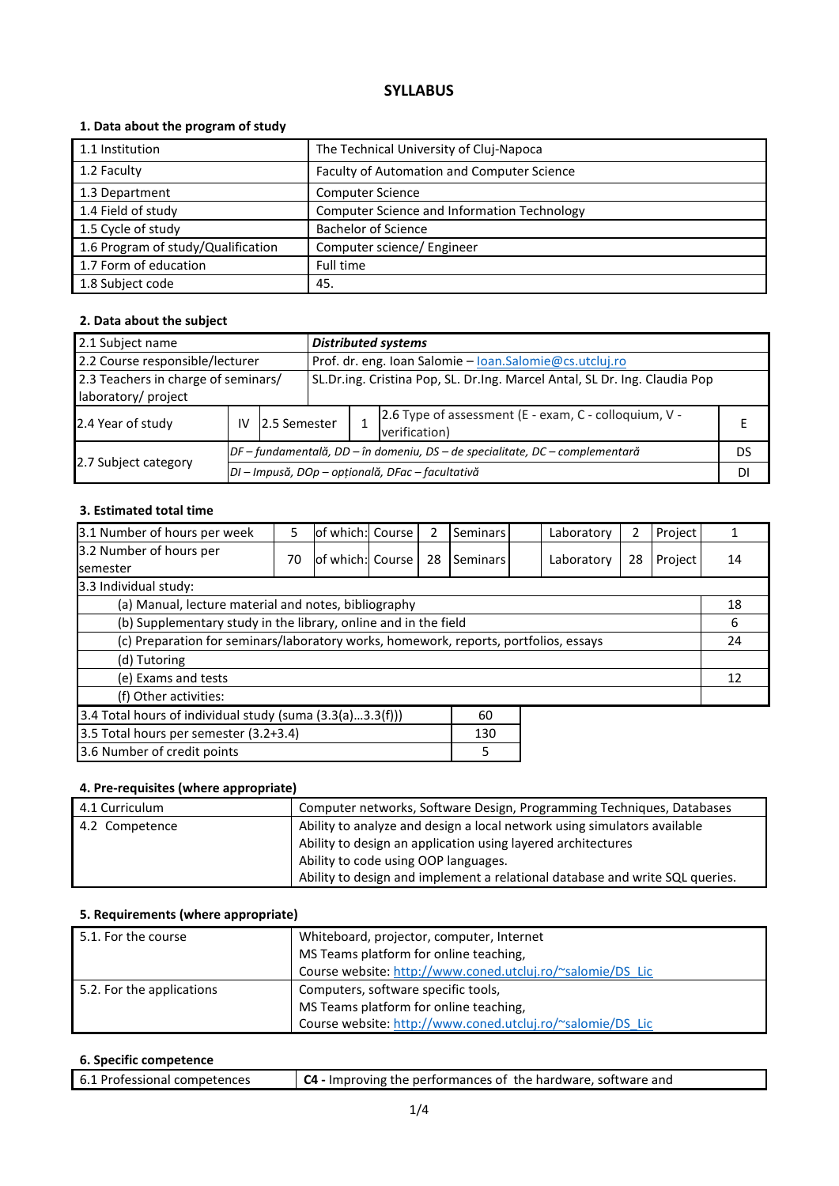# SYLLABUS

### 1. Data about the program of study

| | |
|---|---|
| 1.1 Institution | The Technical University of Cluj-Napoca |
| 1.2 Faculty | Faculty of Automation and Computer Science |
| 1.3 Department | Computer Science |
| 1.4 Field of study | Computer Science and Information Technology |
| 1.5 Cycle of study | Bachelor of Science |
| 1.6 Program of study/Qualification | Computer science/ Engineer |
| 1.7 Form of education | Full time |
| 1.8 Subject code | 45. |

### 2. Data about the subject

| | | | | | |
|---|---|---|---|---|---|
| 2.1 Subject name | ***Distributed systems*** | | | | |
| 2.2 Course responsible/lecturer | Prof. dr. eng. Ioan Salomie – Ioan.Salomie@cs.utcluj.ro | | | | |
| 2.3 Teachers in charge of seminars/ laboratory/ project | SL.Dr.ing. Cristina Pop, SL. Dr.Ing. Marcel Antal, SL Dr. Ing. Claudia Pop | | | | |
| 2.4 Year of study | IV | 2.5 Semester | 1 | 2.6 Type of assessment (E - exam, C - colloquium, V - verification) | E |
| 2.7 Subject category | *DF – fundamentală, DD – în domeniu, DS – de specialitate, DC – complementară* | | | | DS |
| | *DI – Impusă, DOp – opțională, DFac – facultativă* | | | | DI |

### 3. Estimated total time

| | | | | | | | | | |
|---|---|---|---|---|---|---|---|---|---|
| 3.1 Number of hours per week | 5 | of which: | Course | 2 | Seminars | | Laboratory | 2 | Project 1 |
| 3.2 Number of hours per semester | 70 | of which: | Course | 28 | Seminars | | Laboratory | 28 | Project 14 |

| 3.3 Individual study: | |
|---|---|
| (a) Manual, lecture material and notes, bibliography | 18 |
| (b) Supplementary study in the library, online and in the field | 6 |
| (c) Preparation for seminars/laboratory works, homework, reports, portfolios, essays | 24 |
| (d) Tutoring | |
| (e) Exams and tests | 12 |
| (f) Other activities: | |

| | |
|---|---|
| 3.4 Total hours of individual study (suma (3.3(a)…3.3(f))) | 60 |
| 3.5 Total hours per semester (3.2+3.4) | 130 |
| 3.6 Number of credit points | 5 |

### 4. Pre-requisites (where appropriate)

| | |
|---|---|
| 4.1 Curriculum | Computer networks, Software Design, Programming Techniques, Databases |
| 4.2 Competence | Ability to analyze and design a local network using simulators available<br>Ability to design an application using layered architectures<br>Ability to code using OOP languages.<br>Ability to design and implement a relational database and write SQL queries. |

### 5. Requirements (where appropriate)

| | |
|---|---|
| 5.1. For the course | Whiteboard, projector, computer, Internet<br>MS Teams platform for online teaching,<br>Course website: http://www.coned.utcluj.ro/~salomie/DS_Lic |
| 5.2. For the applications | Computers, software specific tools,<br>MS Teams platform for online teaching,<br>Course website: http://www.coned.utcluj.ro/~salomie/DS_Lic |

### 6. Specific competence

| | |
|---|---|
| 6.1 Professional competences | **C4 -** Improving the performances of the hardware, software and |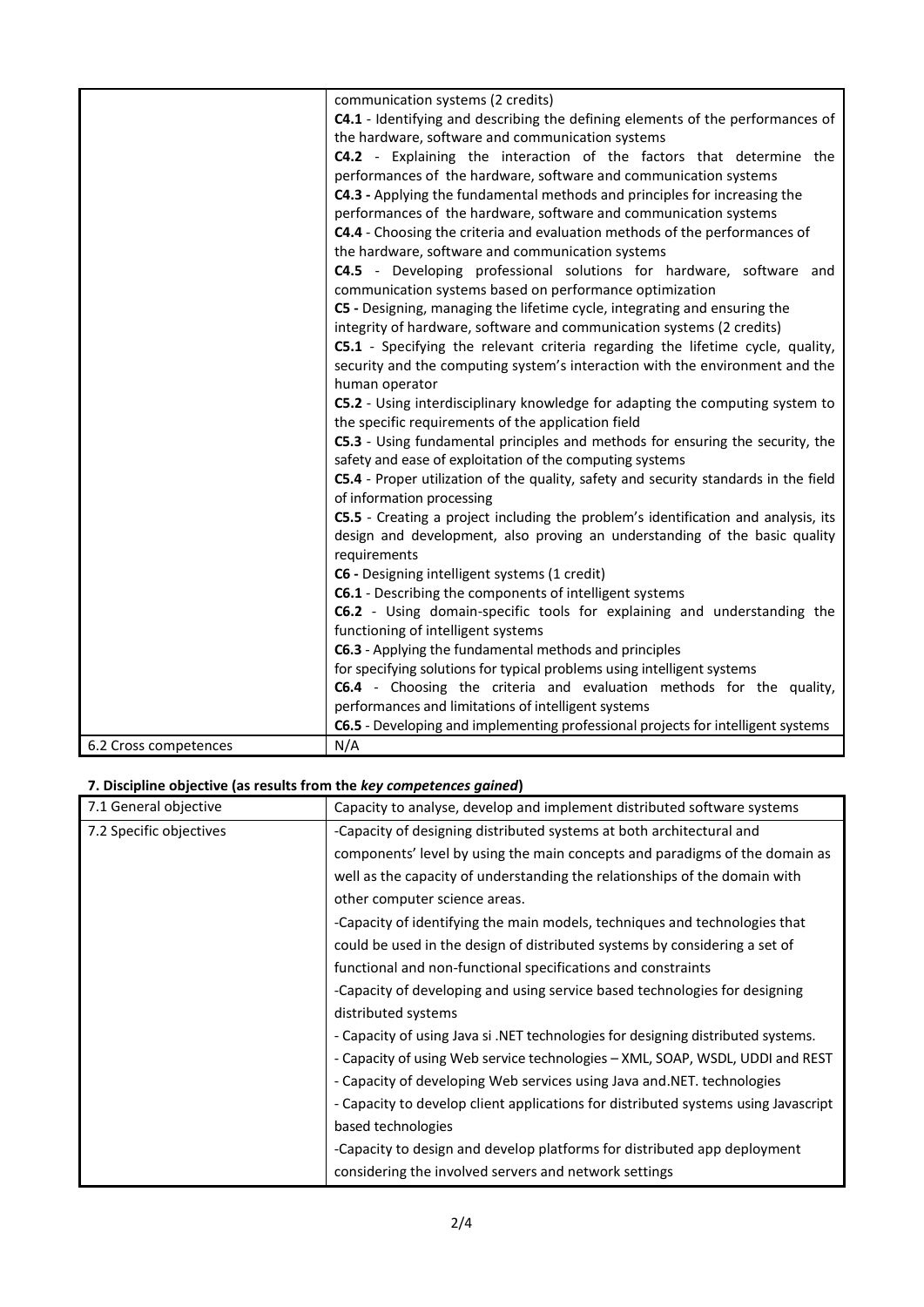| | communication systems (2 credits)<br>**C4.1** - Identifying and describing the defining elements of the performances of the hardware, software and communication systems<br>**C4.2** - Explaining the interaction of the factors that determine the performances of the hardware, software and communication systems<br>**C4.3 -** Applying the fundamental methods and principles for increasing the performances of the hardware, software and communication systems<br>**C4.4** - Choosing the criteria and evaluation methods of the performances of the hardware, software and communication systems<br>**C4.5** - Developing professional solutions for hardware, software and communication systems based on performance optimization<br>**C5 -** Designing, managing the lifetime cycle, integrating and ensuring the integrity of hardware, software and communication systems (2 credits)<br>**C5.1** - Specifying the relevant criteria regarding the lifetime cycle, quality, security and the computing system's interaction with the environment and the human operator<br>**C5.2** - Using interdisciplinary knowledge for adapting the computing system to the specific requirements of the application field<br>**C5.3** - Using fundamental principles and methods for ensuring the security, the safety and ease of exploitation of the computing systems<br>**C5.4** - Proper utilization of the quality, safety and security standards in the field of information processing<br>**C5.5** - Creating a project including the problem's identification and analysis, its design and development, also proving an understanding of the basic quality requirements<br>**C6 -** Designing intelligent systems (1 credit)<br>**C6.1** - Describing the components of intelligent systems<br>**C6.2** - Using domain-specific tools for explaining and understanding the functioning of intelligent systems<br>**C6.3** - Applying the fundamental methods and principles for specifying solutions for typical problems using intelligent systems<br>**C6.4** - Choosing the criteria and evaluation methods for the quality, performances and limitations of intelligent systems<br>**C6.5** - Developing and implementing professional projects for intelligent systems |
|---|---|
| 6.2 Cross competences | N/A |

### 7. Discipline objective (as results from the *key competences gained*)

| 7.1 General objective | Capacity to analyse, develop and implement distributed software systems |
|---|---|
| 7.2 Specific objectives | -Capacity of designing distributed systems at both architectural and components' level by using the main concepts and paradigms of the domain as well as the capacity of understanding the relationships of the domain with other computer science areas.<br>-Capacity of identifying the main models, techniques and technologies that could be used in the design of distributed systems by considering a set of functional and non-functional specifications and constraints<br>-Capacity of developing and using service based technologies for designing distributed systems<br>- Capacity of using Java si .NET technologies for designing distributed systems.<br>- Capacity of using Web service technologies – XML, SOAP, WSDL, UDDI and REST<br>- Capacity of developing Web services using Java and.NET. technologies<br>- Capacity to develop client applications for distributed systems using Javascript based technologies<br>-Capacity to design and develop platforms for distributed app deployment considering the involved servers and network settings |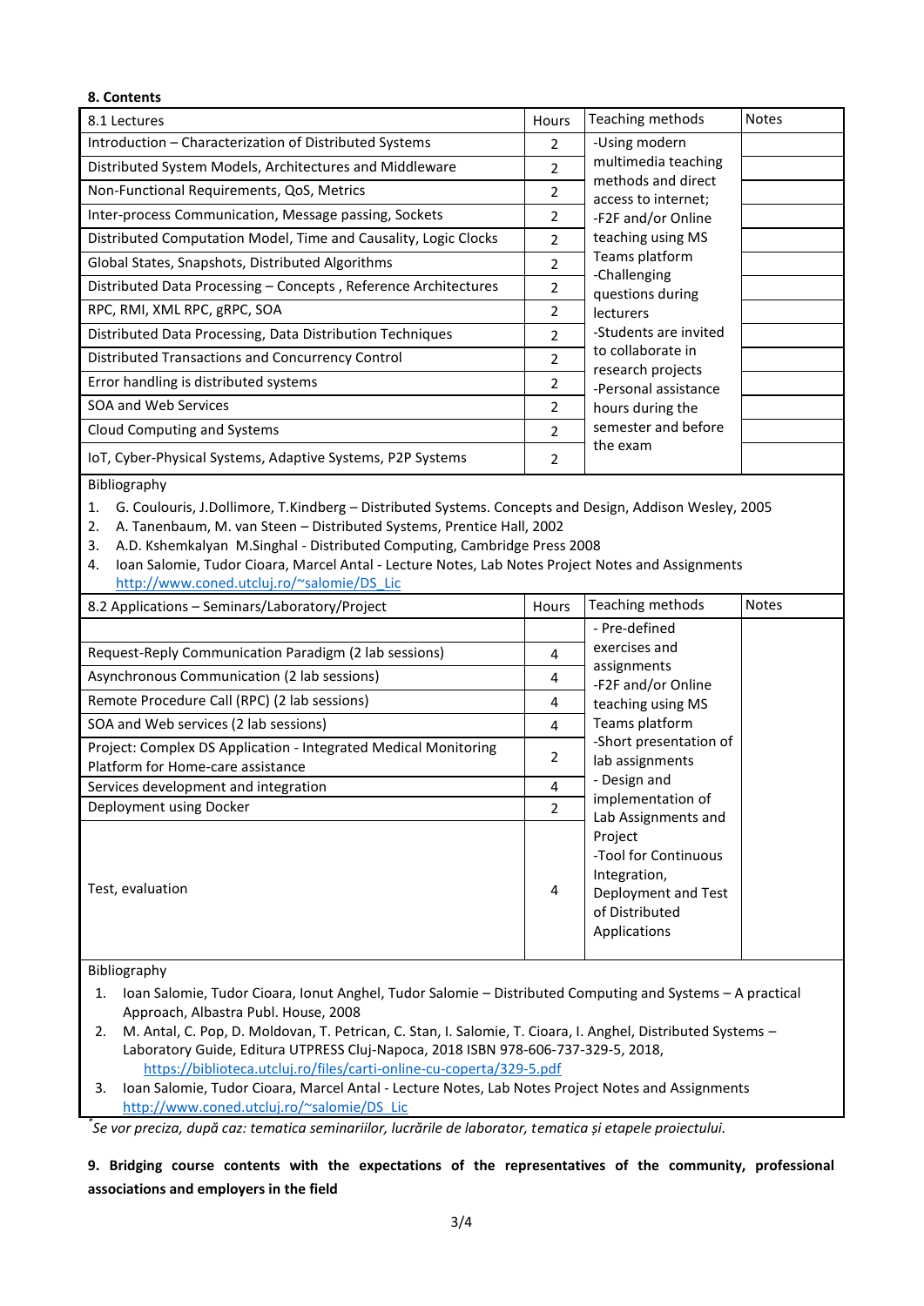**8. Contents**

| 8.1 Lectures | Hours | Teaching methods | Notes |
|---|---|---|---|
| Introduction – Characterization of Distributed Systems | 2 | -Using modern multimedia teaching methods and direct access to internet; -F2F and/or Online teaching using MS Teams platform -Challenging questions during lecturers -Students are invited to collaborate in research projects -Personal assistance hours during the semester and before the exam | |
| Distributed System Models, Architectures and Middleware | 2 | | |
| Non-Functional Requirements, QoS, Metrics | 2 | | |
| Inter-process Communication, Message passing, Sockets | 2 | | |
| Distributed Computation Model, Time and Causality, Logic Clocks | 2 | | |
| Global States, Snapshots, Distributed Algorithms | 2 | | |
| Distributed Data Processing – Concepts , Reference Architectures | 2 | | |
| RPC, RMI, XML RPC, gRPC, SOA | 2 | | |
| Distributed Data Processing, Data Distribution Techniques | 2 | | |
| Distributed Transactions and Concurrency Control | 2 | | |
| Error handling is distributed systems | 2 | | |
| SOA and Web Services | 2 | | |
| Cloud Computing and Systems | 2 | | |
| IoT, Cyber-Physical Systems, Adaptive Systems, P2P Systems | 2 | | |

Bibliography

1. G. Coulouris, J.Dollimore, T.Kindberg – Distributed Systems. Concepts and Design, Addison Wesley, 2005
2. A. Tanenbaum, M. van Steen – Distributed Systems, Prentice Hall, 2002
3. A.D. Kshemkalyan M.Singhal - Distributed Computing, Cambridge Press 2008
4. Ioan Salomie, Tudor Cioara, Marcel Antal - Lecture Notes, Lab Notes Project Notes and Assignments http://www.coned.utcluj.ro/~salomie/DS_Lic

| 8.2 Applications – Seminars/Laboratory/Project | Hours | Teaching methods | Notes |
|---|---|---|---|
| | | - Pre-defined exercises and assignments -F2F and/or Online teaching using MS Teams platform -Short presentation of lab assignments - Design and implementation of Lab Assignments and Project -Tool for Continuous Integration, Deployment and Test of Distributed Applications | |
| Request-Reply Communication Paradigm (2 lab sessions) | 4 | | |
| Asynchronous Communication (2 lab sessions) | 4 | | |
| Remote Procedure Call (RPC) (2 lab sessions) | 4 | | |
| SOA and Web services (2 lab sessions) | 4 | | |
| Project: Complex DS Application - Integrated Medical Monitoring Platform for Home-care assistance | 2 | | |
| Services development and integration | 4 | | |
| Deployment using Docker | 2 | | |
| Test, evaluation | 4 | | |

Bibliography

1. Ioan Salomie, Tudor Cioara, Ionut Anghel, Tudor Salomie – Distributed Computing and Systems – A practical Approach, Albastra Publ. House, 2008
2. M. Antal, C. Pop, D. Moldovan, T. Petrican, C. Stan, I. Salomie, T. Cioara, I. Anghel, Distributed Systems – Laboratory Guide, Editura UTPRESS Cluj-Napoca, 2018 ISBN 978-606-737-329-5, 2018, https://biblioteca.utcluj.ro/files/carti-online-cu-coperta/329-5.pdf
3. Ioan Salomie, Tudor Cioara, Marcel Antal - Lecture Notes, Lab Notes Project Notes and Assignments http://www.coned.utcluj.ro/~salomie/DS_Lic

*Se vor preciza, după caz: tematica seminariilor, lucrările de laborator, tematica și etapele proiectului.*

**9. Bridging course contents with the expectations of the representatives of the community, professional associations and employers in the field**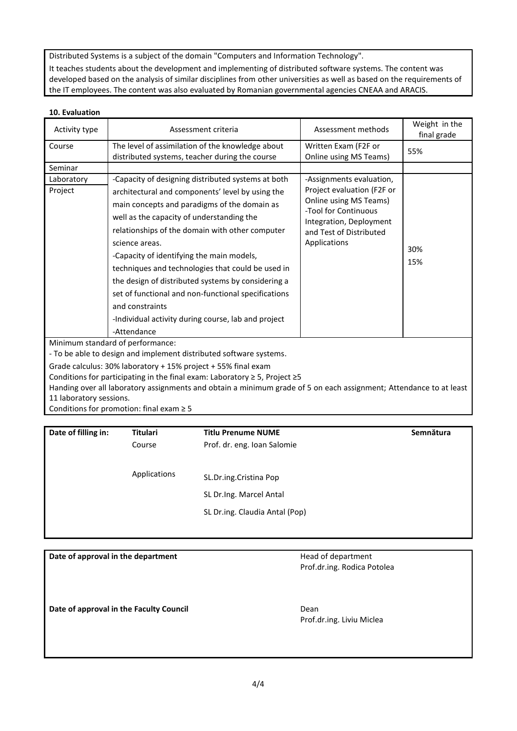Distributed Systems is a subject of the domain "Computers and Information Technology".

It teaches students about the development and implementing of distributed software systems. The content was developed based on the analysis of similar disciplines from other universities as well as based on the requirements of the IT employees. The content was also evaluated by Romanian governmental agencies CNEAA and ARACIS.

**10. Evaluation**

| Activity type | Assessment criteria | Assessment methods | Weight in the final grade |
|---|---|---|---|
| Course | The level of assimilation of the knowledge about distributed systems, teacher during the course | Written Exam (F2F or Online using MS Teams) | 55% |
| Seminar | | | |
| Laboratory<br>Project | -Capacity of designing distributed systems at both architectural and components' level by using the main concepts and paradigms of the domain as well as the capacity of understanding the relationships of the domain with other computer science areas.<br>-Capacity of identifying the main models, techniques and technologies that could be used in the design of distributed systems by considering a set of functional and non-functional specifications and constraints<br>-Individual activity during course, lab and project<br>-Attendance | -Assignments evaluation, Project evaluation (F2F or Online using MS Teams)<br>-Tool for Continuous Integration, Deployment and Test of Distributed Applications | 30%<br>15% |

Minimum standard of performance:

- To be able to design and implement distributed software systems.

Grade calculus: 30% laboratory + 15% project + 55% final exam

Conditions for participating in the final exam: Laboratory ≥ 5, Project ≥5

Handing over all laboratory assignments and obtain a minimum grade of 5 on each assignment; Attendance to at least 11 laboratory sessions.

Conditions for promotion: final exam ≥ 5

| Date of filling in: | Titulari | Titlu Prenume NUME | Semnătura |
|---|---|---|---|
| | Course | Prof. dr. eng. Ioan Salomie | |
| | Applications | SL.Dr.ing.Cristina Pop | |
| | | SL Dr.Ing. Marcel Antal | |
| | | SL Dr.ing. Claudia Antal (Pop) | |

| | |
|---|---|
| **Date of approval in the department** | Head of department<br>Prof.dr.ing. Rodica Potolea |
| **Date of approval in the Faculty Council** | Dean<br>Prof.dr.ing. Liviu Miclea |